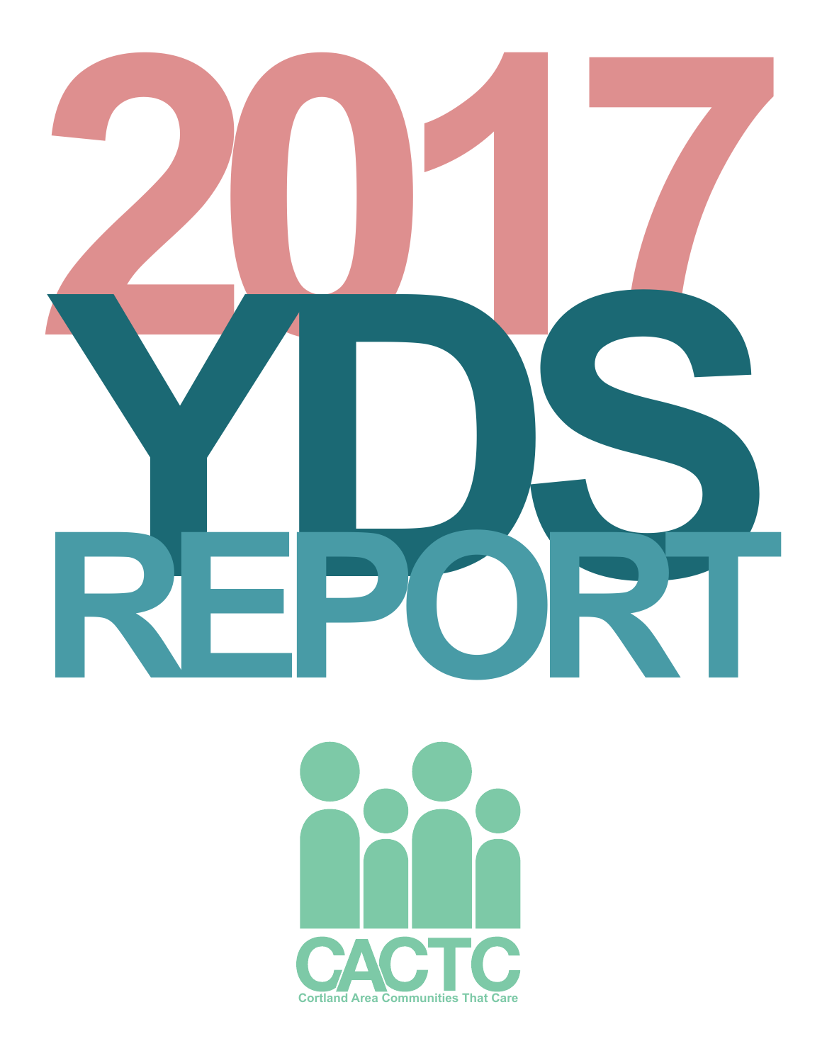# 2017 YDS REPORT

CACTC

Cortland Area Communities That Care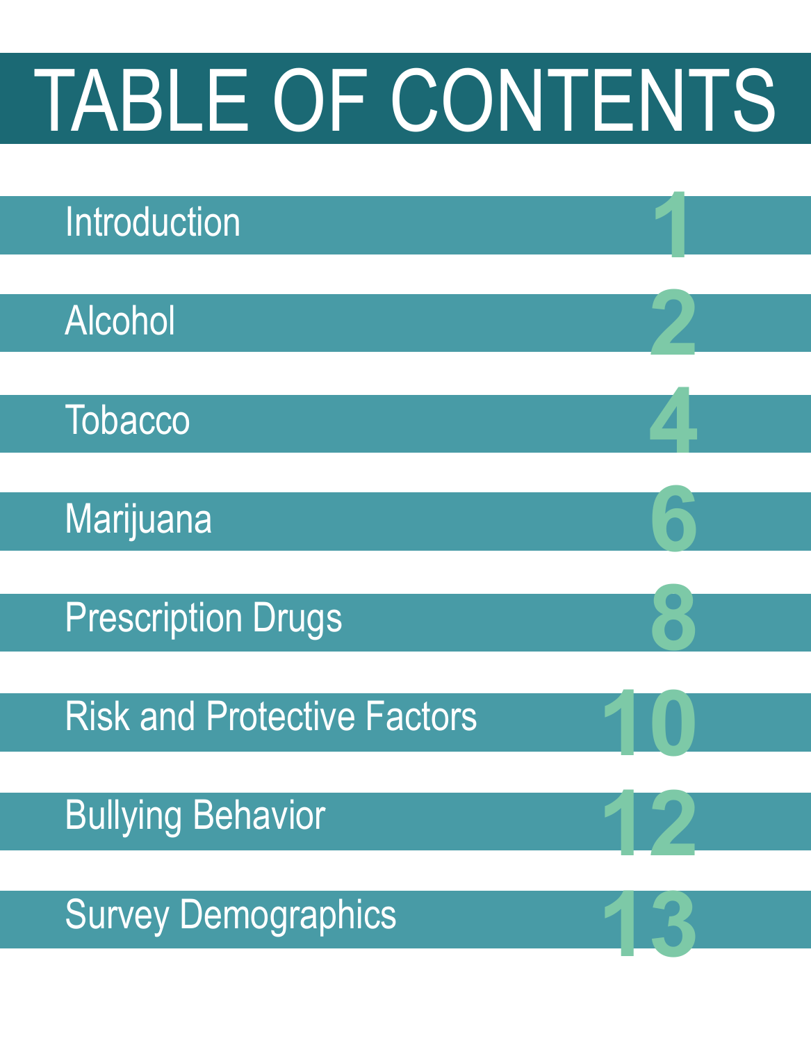# TABLE OF CONTENTS

| Section | Page |
|---|---|
| Introduction | 1 |
| Alcohol | 2 |
| Tobacco | 4 |
| Marijuana | 6 |
| Prescription Drugs | 8 |
| Risk and Protective Factors | 10 |
| Bullying Behavior | 12 |
| Survey Demographics | 13 |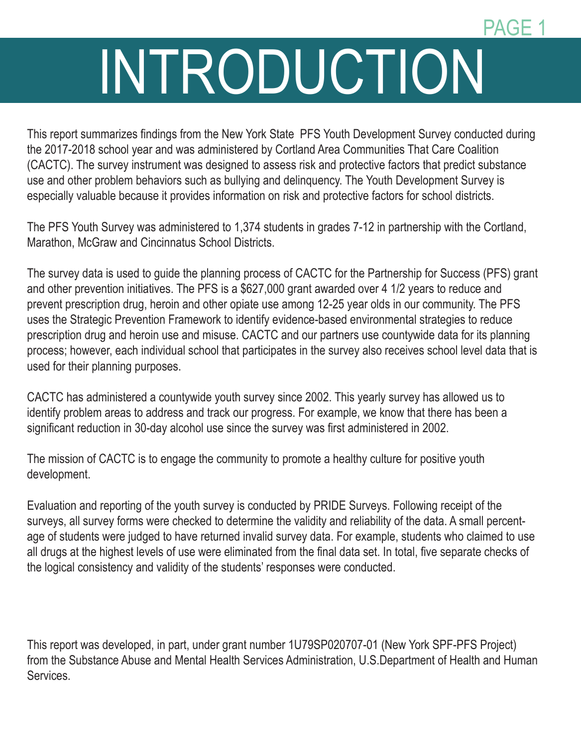# INTRODUCTION

This report summarizes findings from the New York State PFS Youth Development Survey conducted during the 2017-2018 school year and was administered by Cortland Area Communities That Care Coalition (CACTC). The survey instrument was designed to assess risk and protective factors that predict substance use and other problem behaviors such as bullying and delinquency. The Youth Development Survey is especially valuable because it provides information on risk and protective factors for school districts.

The PFS Youth Survey was administered to 1,374 students in grades 7-12 in partnership with the Cortland, Marathon, McGraw and Cincinnatus School Districts.

The survey data is used to guide the planning process of CACTC for the Partnership for Success (PFS) grant and other prevention initiatives. The PFS is a $627,000 grant awarded over 4 1/2 years to reduce and prevent prescription drug, heroin and other opiate use among 12-25 year olds in our community. The PFS uses the Strategic Prevention Framework to identify evidence-based environmental strategies to reduce prescription drug and heroin use and misuse. CACTC and our partners use countywide data for its planning process; however, each individual school that participates in the survey also receives school level data that is used for their planning purposes.

CACTC has administered a countywide youth survey since 2002. This yearly survey has allowed us to identify problem areas to address and track our progress. For example, we know that there has been a significant reduction in 30-day alcohol use since the survey was first administered in 2002.

The mission of CACTC is to engage the community to promote a healthy culture for positive youth development.

Evaluation and reporting of the youth survey is conducted by PRIDE Surveys. Following receipt of the surveys, all survey forms were checked to determine the validity and reliability of the data. A small percentage of students were judged to have returned invalid survey data. For example, students who claimed to use all drugs at the highest levels of use were eliminated from the final data set. In total, five separate checks of the logical consistency and validity of the students' responses were conducted.

This report was developed, in part, under grant number 1U79SP020707-01 (New York SPF-PFS Project) from the Substance Abuse and Mental Health Services Administration, U.S.Department of Health and Human Services.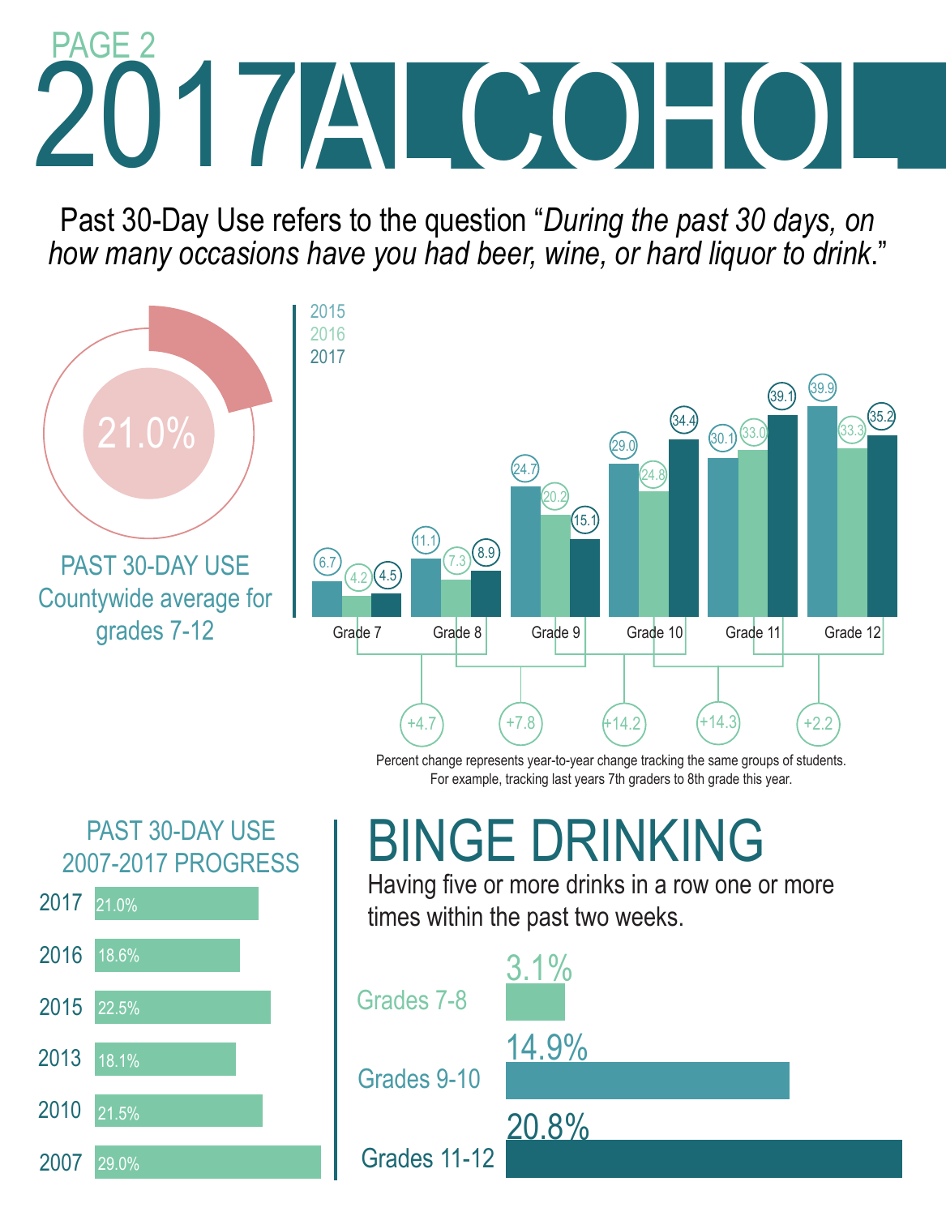PAGE 2

# 2017 ALCOHOL

Past 30-Day Use refers to the question "*During the past 30 days, on how many occasions have you had beer, wine, or hard liquor to drink*."

21.0%

PAST 30-DAY USE
Countywide average for grades 7-12

| Grade | 2015 | 2016 | 2017 |
|---|---|---|---|
| Grade 7 | 6.7 | 4.2 | 4.5 |
| Grade 8 | 11.1 | 7.3 | 8.9 |
| Grade 9 | 24.7 | 20.2 | 15.1 |
| Grade 10 | 29.0 | 24.8 | 34.4 |
| Grade 11 | 30.1 | 33.0 | 39.1 |
| Grade 12 | 39.9 | 33.3 | 35.2 |

+4.7 +7.8 +14.2 +14.3 +2.2

Percent change represents year-to-year change tracking the same groups of students. For example, tracking last years 7th graders to 8th grade this year.

## PAST 30-DAY USE 2007-2017 PROGRESS

| Year | Percent |
|---|---|
| 2017 | 21.0% |
| 2016 | 18.6% |
| 2015 | 22.5% |
| 2013 | 18.1% |
| 2010 | 21.5% |
| 2007 | 29.0% |

## BINGE DRINKING

Having five or more drinks in a row one or more times within the past two weeks.

| Grades | Percent |
|---|---|
| Grades 7-8 | 3.1% |
| Grades 9-10 | 14.9% |
| Grades 11-12 | 20.8% |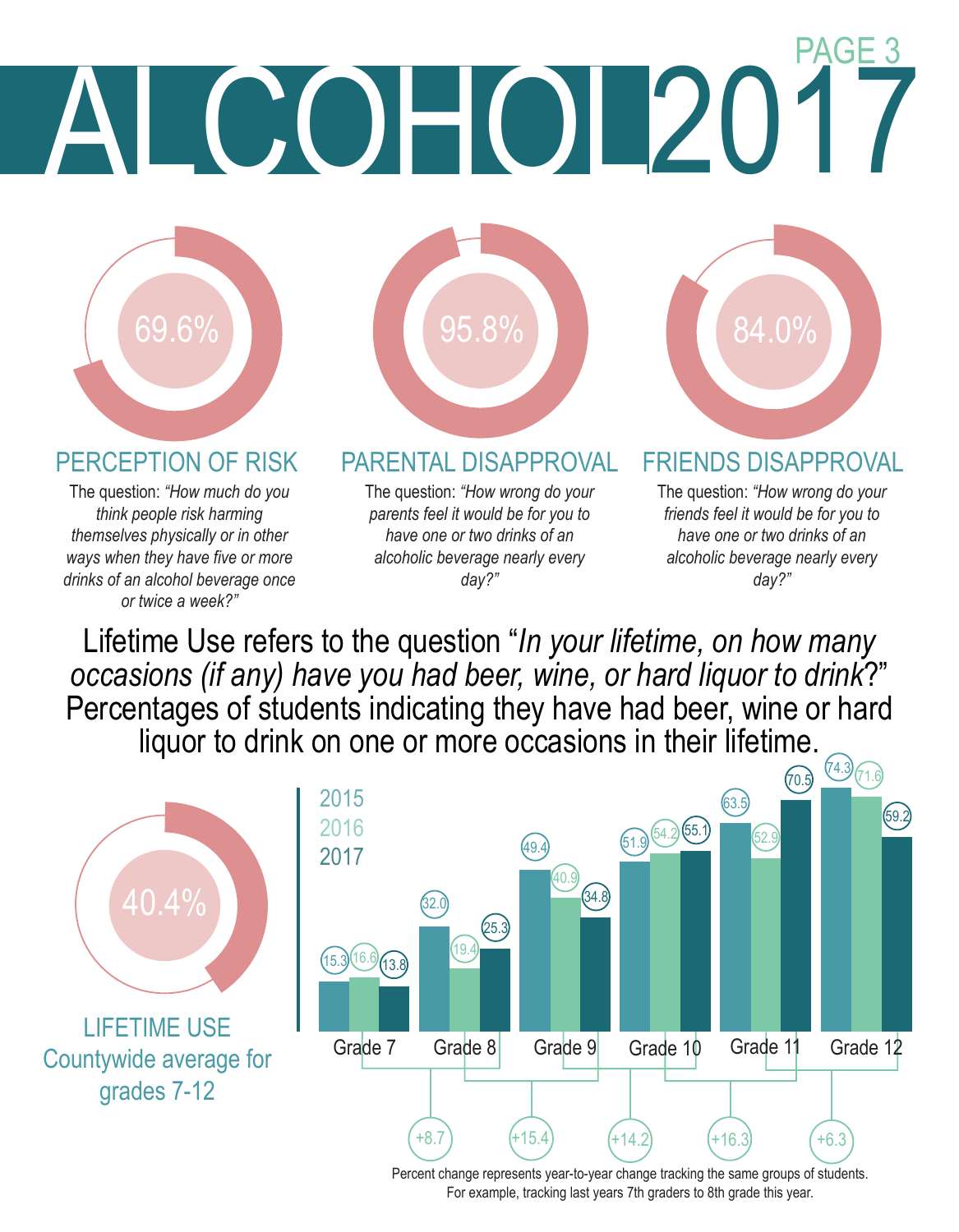# ALCOHOL 2017

PAGE 3

69.6%

## PERCEPTION OF RISK

The question: *"How much do you think people risk harming themselves physically or in other ways when they have five or more drinks of an alcohol beverage once or twice a week?"*

95.8%

## PARENTAL DISAPPROVAL

The question: *"How wrong do your parents feel it would be for you to have one or two drinks of an alcoholic beverage nearly every day?"*

84.0%

## FRIENDS DISAPPROVAL

The question: *"How wrong do your friends feel it would be for you to have one or two drinks of an alcoholic beverage nearly every day?"*

Lifetime Use refers to the question "*In your lifetime, on how many occasions (if any) have you had beer, wine, or hard liquor to drink*?" Percentages of students indicating they have had beer, wine or hard liquor to drink on one or more occasions in their lifetime.

40.4%

LIFETIME USE
Countywide average for grades 7-12

| | 2015 | 2016 | 2017 |
|---|---|---|---|
| Grade 7 | 15.3 | 16.6 | 13.8 |
| Grade 8 | 32.0 | 19.4 | 25.3 |
| Grade 9 | 49.4 | 40.9 | 34.8 |
| Grade 10 | 51.9 | 54.2 | 55.1 |
| Grade 11 | 63.5 | 52.9 | 70.5 |
| Grade 12 | 74.3 | 71.6 | 59.2 |

| Change | Percent change |
|---|---|
| Grade 7 (2016) to Grade 8 (2017) | +8.7 |
| Grade 8 (2016) to Grade 9 (2017) | +15.4 |
| Grade 9 (2016) to Grade 10 (2017) | +14.2 |
| Grade 10 (2016) to Grade 11 (2017) | +16.3 |
| Grade 11 (2016) to Grade 12 (2017) | +6.3 |

Percent change represents year-to-year change tracking the same groups of students. For example, tracking last years 7th graders to 8th grade this year.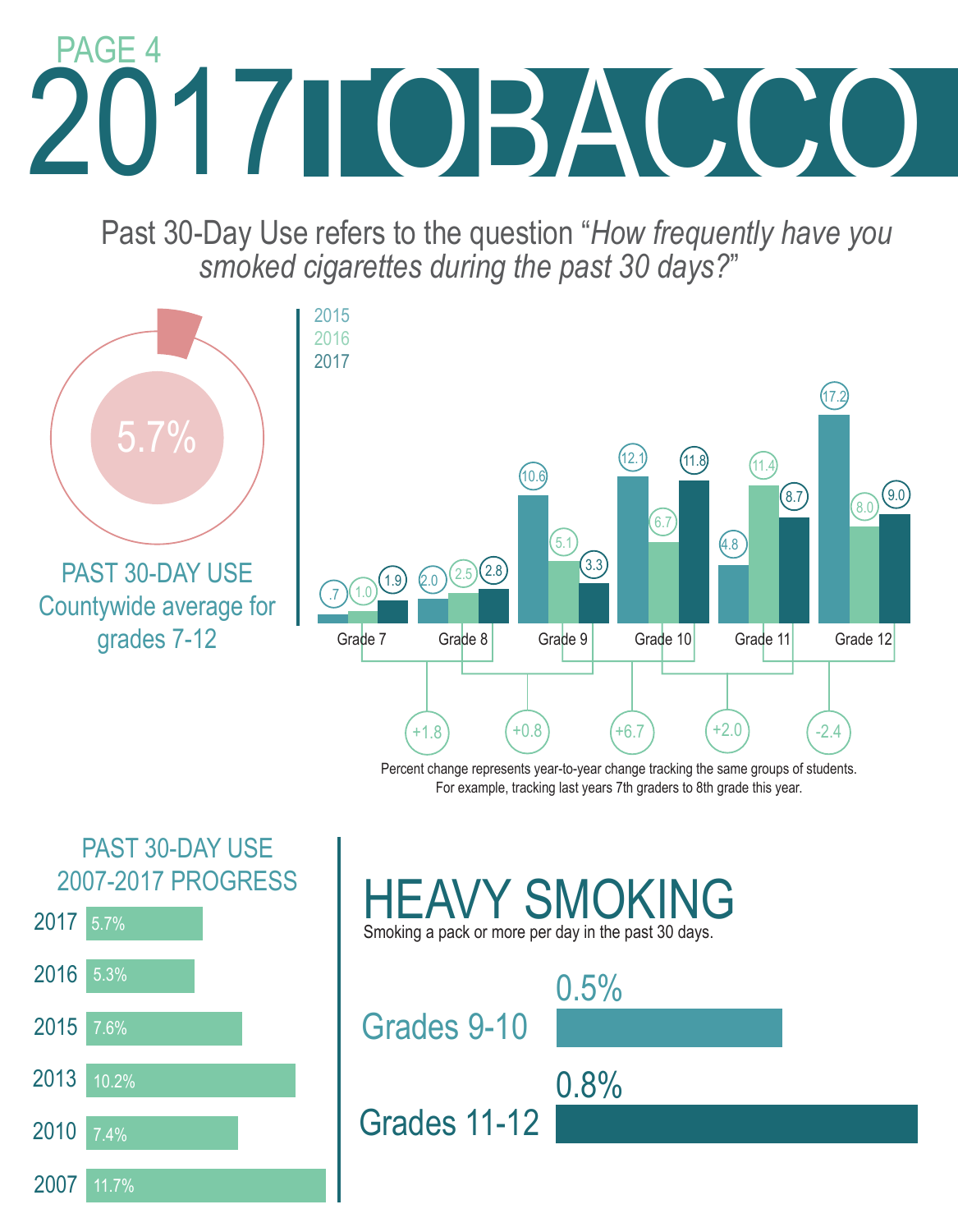PAGE 4

# 2017 TOBACCO

Past 30-Day Use refers to the question "*How frequently have you smoked cigarettes during the past 30 days?*"

**5.7%**

PAST 30-DAY USE
Countywide average for grades 7-12

| Grade | 2015 | 2016 | 2017 |
|---|---|---|---|
| Grade 7 | .7 | 1.0 | 1.9 |
| Grade 8 | 2.0 | 2.5 | 2.8 |
| Grade 9 | 10.6 | 5.1 | 3.3 |
| Grade 10 | 12.1 | 6.7 | 11.8 |
| Grade 11 | 4.8 | 11.4 | 8.7 |
| Grade 12 | 17.2 | 8.0 | 9.0 |

| Cohort change | Change |
|---|---|
| Grade 7 (2016) → Grade 8 (2017) | +1.8 |
| Grade 8 (2016) → Grade 9 (2017) | +0.8 |
| Grade 9 (2016) → Grade 10 (2017) | +6.7 |
| Grade 10 (2016) → Grade 11 (2017) | +2.0 |
| Grade 11 (2016) → Grade 12 (2017) | -2.4 |

Percent change represents year-to-year change tracking the same groups of students. For example, tracking last years 7th graders to 8th grade this year.

## PAST 30-DAY USE 2007-2017 PROGRESS

| Year | Past 30-Day Use |
|---|---|
| 2017 | 5.7% |
| 2016 | 5.3% |
| 2015 | 7.6% |
| 2013 | 10.2% |
| 2010 | 7.4% |
| 2007 | 11.7% |

## HEAVY SMOKING

Smoking a pack or more per day in the past 30 days.

| Grades | Heavy Smoking |
|---|---|
| Grades 9-10 | 0.5% |
| Grades 11-12 | 0.8% |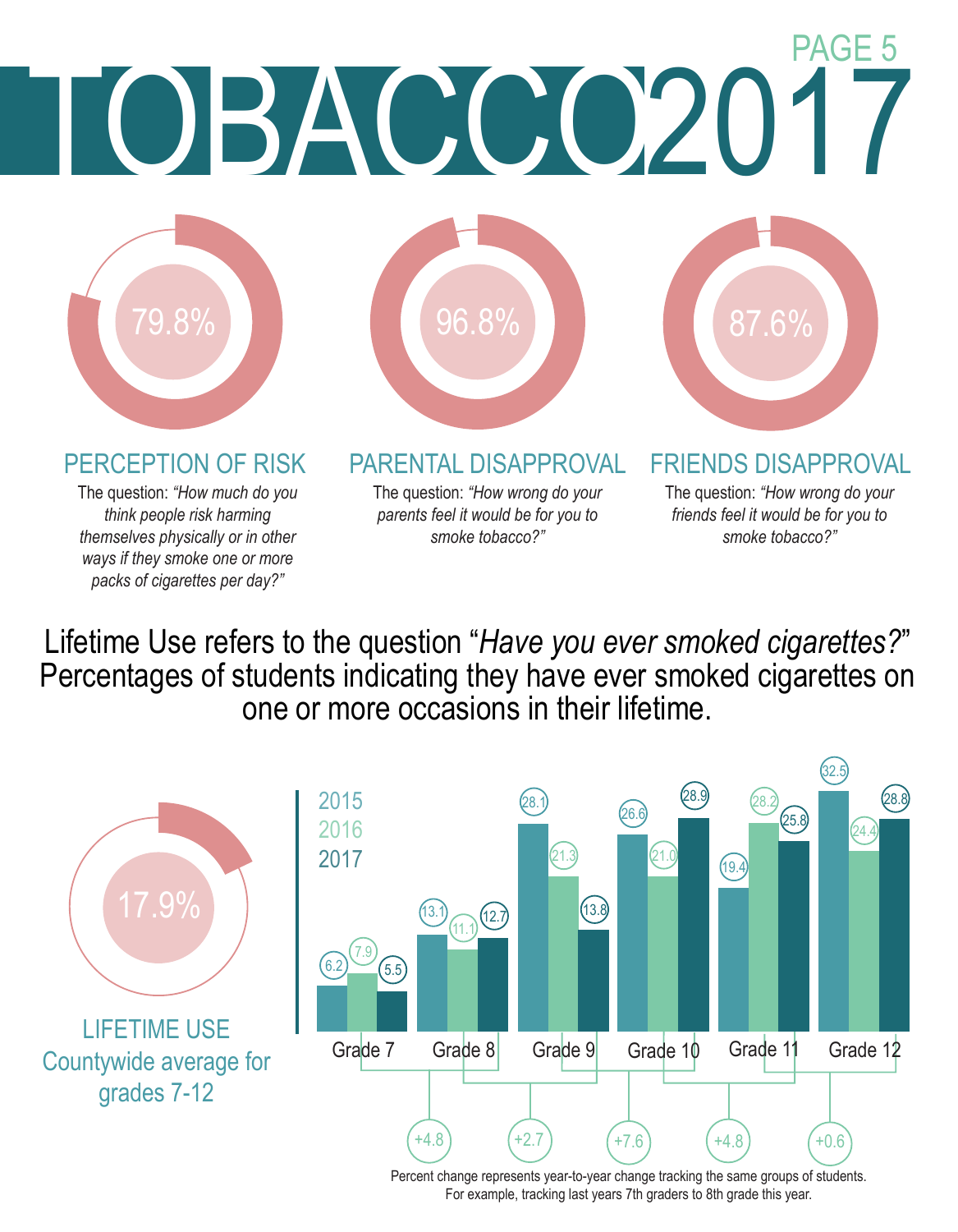# TOBACCO 2017

## PERCEPTION OF RISK

79.8%

The question: *"How much do you think people risk harming themselves physically or in other ways if they smoke one or more packs of cigarettes per day?"*

## PARENTAL DISAPPROVAL

96.8%

The question: *"How wrong do your parents feel it would be for you to smoke tobacco?"*

## FRIENDS DISAPPROVAL

87.6%

The question: *"How wrong do your friends feel it would be for you to smoke tobacco?"*

Lifetime Use refers to the question "*Have you ever smoked cigarettes?*" Percentages of students indicating they have ever smoked cigarettes on one or more occasions in their lifetime.

## LIFETIME USE

17.9%

Countywide average for grades 7-12

| | 2015 | 2016 | 2017 |
|---|---|---|---|
| Grade 7 | 6.2 | 7.9 | 5.5 |
| Grade 8 | 13.1 | 11.1 | 12.7 |
| Grade 9 | 28.1 | 21.3 | 13.8 |
| Grade 10 | 26.6 | 21.0 | 28.9 |
| Grade 11 | 19.4 | 28.2 | 25.8 |
| Grade 12 | 32.5 | 24.4 | 28.8 |

| Change | Value |
|---|---|
| Grade 7 → Grade 8 | +4.8 |
| Grade 8 → Grade 9 | +2.7 |
| Grade 9 → Grade 10 | +7.6 |
| Grade 10 → Grade 11 | +4.8 |
| Grade 11 → Grade 12 | +0.6 |

Percent change represents year-to-year change tracking the same groups of students. For example, tracking last years 7th graders to 8th grade this year.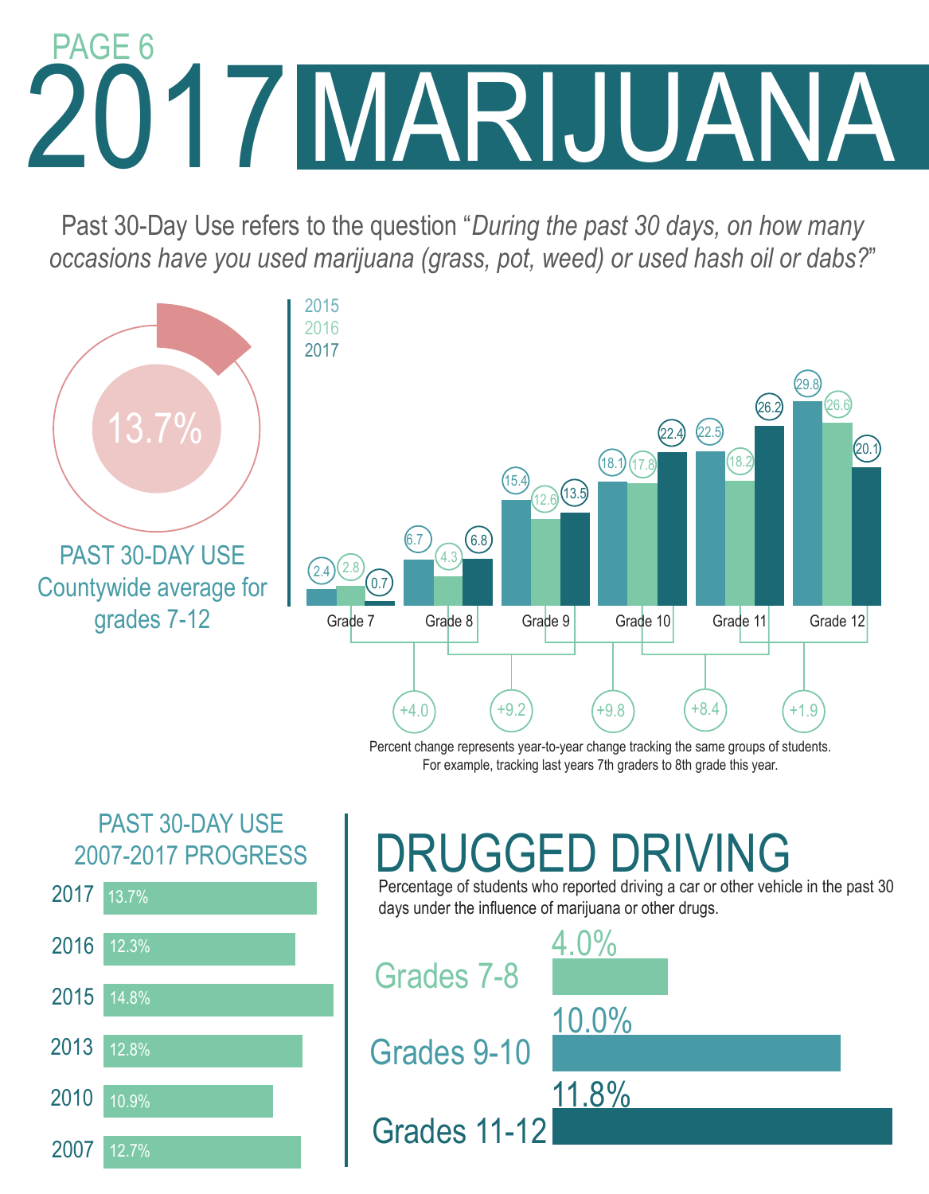PAGE 6

# 2017 MARIJUANA

Past 30-Day Use refers to the question "*During the past 30 days, on how many occasions have you used marijuana (grass, pot, weed) or used hash oil or dabs?*"

**13.7%**

PAST 30-DAY USE Countywide average for grades 7-12

| | 2015 | 2016 | 2017 |
|---|---|---|---|
| Grade 7 | 2.4 | 2.8 | 0.7 |
| Grade 8 | 6.7 | 4.3 | 6.8 |
| Grade 9 | 15.4 | 12.6 | 13.5 |
| Grade 10 | 18.1 | 17.8 | 22.4 |
| Grade 11 | 22.5 | 18.2 | 26.2 |
| Grade 12 | 29.8 | 26.6 | 20.1 |

| Grade 7 → Grade 8 | Grade 8 → Grade 9 | Grade 9 → Grade 10 | Grade 10 → Grade 11 | Grade 11 → Grade 12 |
|---|---|---|---|---|
| +4.0 | +9.2 | +9.8 | +8.4 | +1.9 |

Percent change represents year-to-year change tracking the same groups of students. For example, tracking last years 7th graders to 8th grade this year.

## PAST 30-DAY USE 2007-2017 PROGRESS

| Year | Percent |
|---|---|
| 2017 | 13.7% |
| 2016 | 12.3% |
| 2015 | 14.8% |
| 2013 | 12.8% |
| 2010 | 10.9% |
| 2007 | 12.7% |

## DRUGGED DRIVING

Percentage of students who reported driving a car or other vehicle in the past 30 days under the influence of marijuana or other drugs.

| Grades | Percent |
|---|---|
| Grades 7-8 | 4.0% |
| Grades 9-10 | 10.0% |
| Grades 11-12 | 11.8% |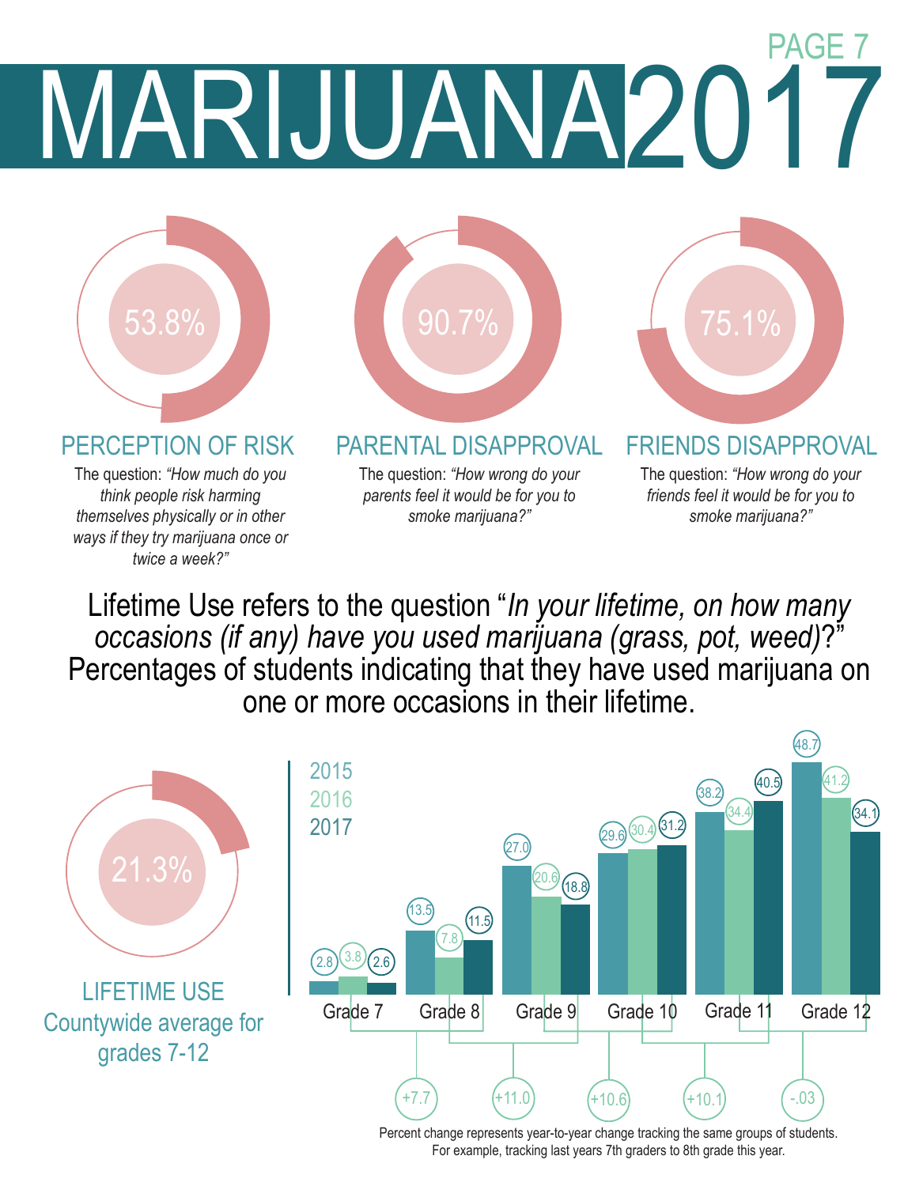# MARIJUANA 2017

PAGE 7

53.8%

## PERCEPTION OF RISK

The question: *"How much do you think people risk harming themselves physically or in other ways if they try marijuana once or twice a week?"*

90.7%

## PARENTAL DISAPPROVAL

The question: *"How wrong do your parents feel it would be for you to smoke marijuana?"*

75.1%

## FRIENDS DISAPPROVAL

The question: *"How wrong do your friends feel it would be for you to smoke marijuana?"*

Lifetime Use refers to the question "*In your lifetime, on how many occasions (if any) have you used marijuana (grass, pot, weed)*?" Percentages of students indicating that they have used marijuana on one or more occasions in their lifetime.

21.3%

## LIFETIME USE

Countywide average for grades 7-12

| | 2015 | 2016 | 2017 |
|---|---|---|---|
| Grade 7 | 2.8 | 3.8 | 2.6 |
| Grade 8 | 13.5 | 7.8 | 11.5 |
| Grade 9 | 27.0 | 20.6 | 18.8 |
| Grade 10 | 29.6 | 30.4 | 31.2 |
| Grade 11 | 38.2 | 34.4 | 40.5 |
| Grade 12 | 48.7 | 41.2 | 34.1 |

Change tracking the same groups of students (2016 to 2017):

| Grade 7 → Grade 8 | Grade 8 → Grade 9 | Grade 9 → Grade 10 | Grade 10 → Grade 11 | Grade 11 → Grade 12 |
|---|---|---|---|---|
| +7.7 | +11.0 | +10.6 | +10.1 | -.03 |

Percent change represents year-to-year change tracking the same groups of students. For example, tracking last years 7th graders to 8th grade this year.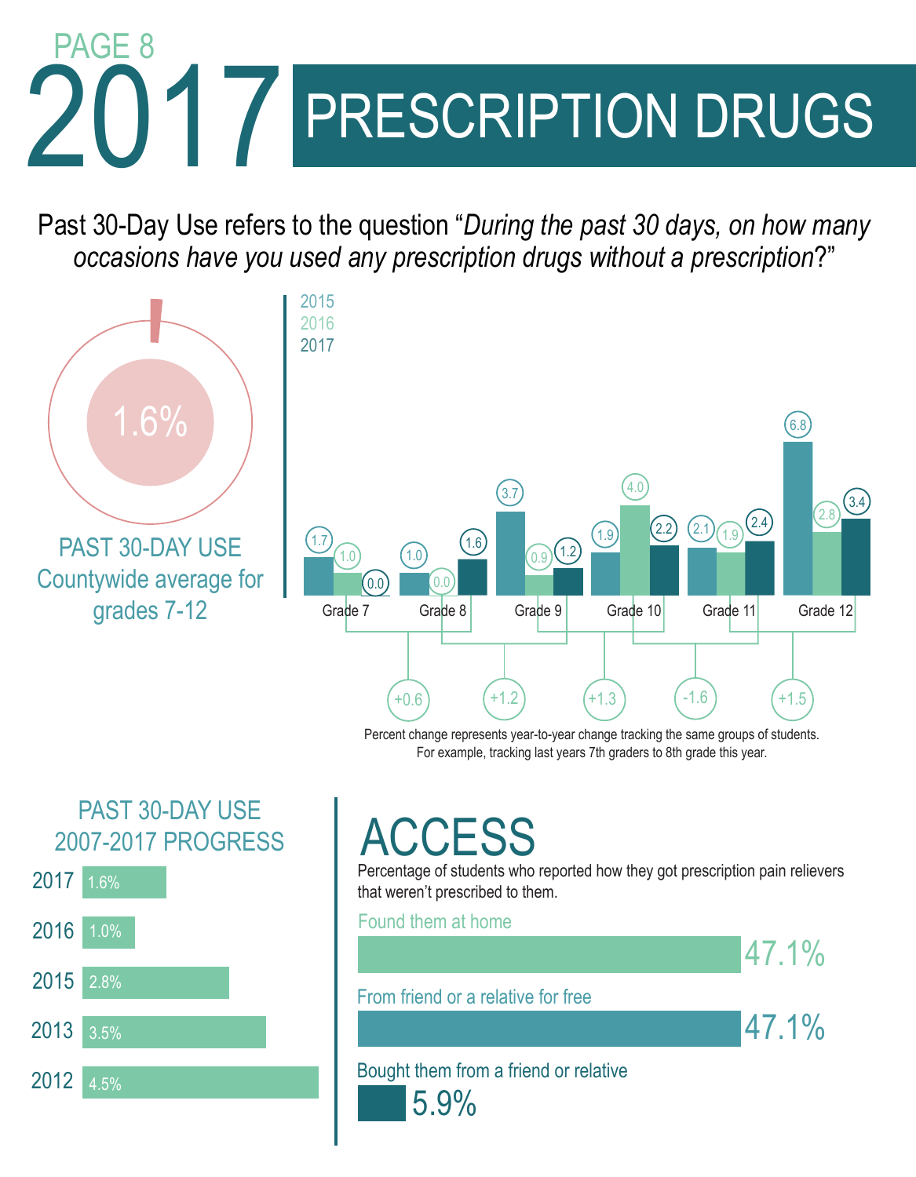PAGE 8

# 2017 PRESCRIPTION DRUGS

Past 30-Day Use refers to the question "*During the past 30 days, on how many occasions have you used any prescription drugs without a prescription*?"

**1.6%**

PAST 30-DAY USE
Countywide average for grades 7-12

| Grade | 2015 | 2016 | 2017 |
|---|---|---|---|
| Grade 7 | 1.7 | 1.0 | 0.0 |
| Grade 8 | 1.0 | 0.0 | 1.6 |
| Grade 9 | 3.7 | 0.9 | 1.2 |
| Grade 10 | 1.9 | 4.0 | 2.2 |
| Grade 11 | 2.1 | 1.9 | 2.4 |
| Grade 12 | 6.8 | 2.8 | 3.4 |

| Change | Value |
|---|---|
| Grade 7 (2016) → Grade 8 (2017) | +0.6 |
| Grade 8 (2016) → Grade 9 (2017) | +1.2 |
| Grade 9 (2016) → Grade 10 (2017) | +1.3 |
| Grade 10 (2016) → Grade 11 (2017) | -1.6 |
| Grade 11 (2016) → Grade 12 (2017) | +1.5 |

Percent change represents year-to-year change tracking the same groups of students. For example, tracking last years 7th graders to 8th grade this year.

## PAST 30-DAY USE 2007-2017 PROGRESS

| Year | Percent |
|---|---|
| 2017 | 1.6% |
| 2016 | 1.0% |
| 2015 | 2.8% |
| 2013 | 3.5% |
| 2012 | 4.5% |

## ACCESS

Percentage of students who reported how they got prescription pain relievers that weren't prescribed to them.

| Source | Percent |
|---|---|
| Found them at home | 47.1% |
| From friend or a relative for free | 47.1% |
| Bought them from a friend or relative | 5.9% |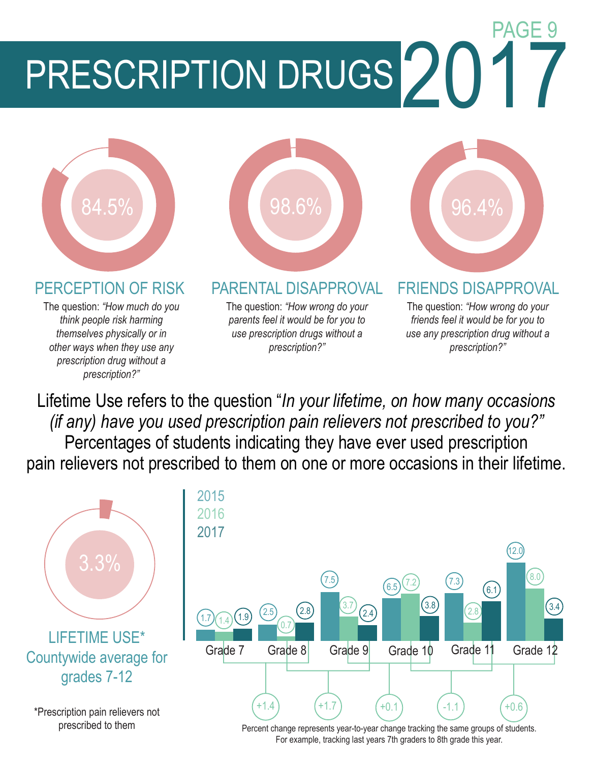# PRESCRIPTION DRUGS 2017

PAGE 9

84.5%

## PERCEPTION OF RISK

The question: *"How much do you think people risk harming themselves physically or in other ways when they use any prescription drug without a prescription?"*

98.6%

## PARENTAL DISAPPROVAL

The question: *"How wrong do your parents feel it would be for you to use prescription drugs without a prescription?"*

96.4%

## FRIENDS DISAPPROVAL

The question: *"How wrong do your friends feel it would be for you to use any prescription drug without a prescription?"*

Lifetime Use refers to the question "*In your lifetime, on how many occasions (if any) have you used prescription pain relievers not prescribed to you?"* Percentages of students indicating they have ever used prescription pain relievers not prescribed to them on one or more occasions in their lifetime.

3.3%

LIFETIME USE*
Countywide average for grades 7-12

*Prescription pain relievers not prescribed to them

| Grade | 2015 | 2016 | 2017 |
|---|---|---|---|
| Grade 7 | 1.7 | 1.4 | 1.9 |
| Grade 8 | 2.5 | 0.7 | 2.8 |
| Grade 9 | 7.5 | 3.7 | 2.4 |
| Grade 10 | 6.5 | 7.2 | 3.8 |
| Grade 11 | 7.3 | 2.8 | 6.1 |
| Grade 12 | 12.0 | 8.0 | 3.4 |

| Grade 7 → 8 | Grade 8 → 9 | Grade 9 → 10 | Grade 10 → 11 | Grade 11 → 12 |
|---|---|---|---|---|
| +1.4 | +1.7 | +0.1 | -1.1 | +0.6 |

Percent change represents year-to-year change tracking the same groups of students. For example, tracking last years 7th graders to 8th grade this year.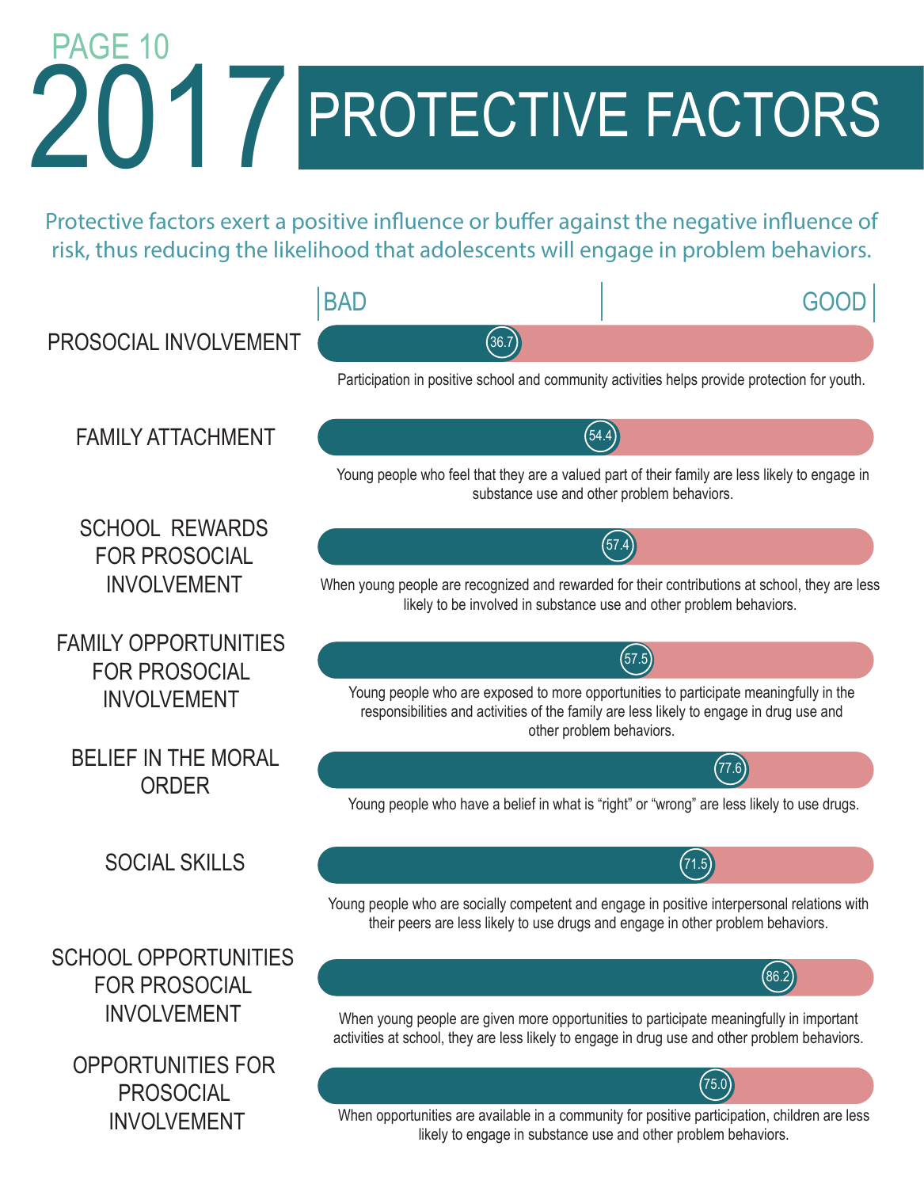# 2017 PROTECTIVE FACTORS

Protective factors exert a positive influence or buffer against the negative influence of risk, thus reducing the likelihood that adolescents will engage in problem behaviors.

BAD — GOOD

| Protective Factor | Score | Description |
| --- | --- | --- |
| PROSOCIAL INVOLVEMENT | 36.7 | Participation in positive school and community activities helps provide protection for youth. |
| FAMILY ATTACHMENT | 54.4 | Young people who feel that they are a valued part of their family are less likely to engage in substance use and other problem behaviors. |
| SCHOOL REWARDS FOR PROSOCIAL INVOLVEMENT | 57.4 | When young people are recognized and rewarded for their contributions at school, they are less likely to be involved in substance use and other problem behaviors. |
| FAMILY OPPORTUNITIES FOR PROSOCIAL INVOLVEMENT | 57.5 | Young people who are exposed to more opportunities to participate meaningfully in the responsibilities and activities of the family are less likely to engage in drug use and other problem behaviors. |
| BELIEF IN THE MORAL ORDER | 77.6 | Young people who have a belief in what is "right" or "wrong" are less likely to use drugs. |
| SOCIAL SKILLS | 71.5 | Young people who are socially competent and engage in positive interpersonal relations with their peers are less likely to use drugs and engage in other problem behaviors. |
| SCHOOL OPPORTUNITIES FOR PROSOCIAL INVOLVEMENT | 86.2 | When young people are given more opportunities to participate meaningfully in important activities at school, they are less likely to engage in drug use and other problem behaviors. |
| OPPORTUNITIES FOR PROSOCIAL INVOLVEMENT | 75.0 | When opportunities are available in a community for positive participation, children are less likely to engage in substance use and other problem behaviors. |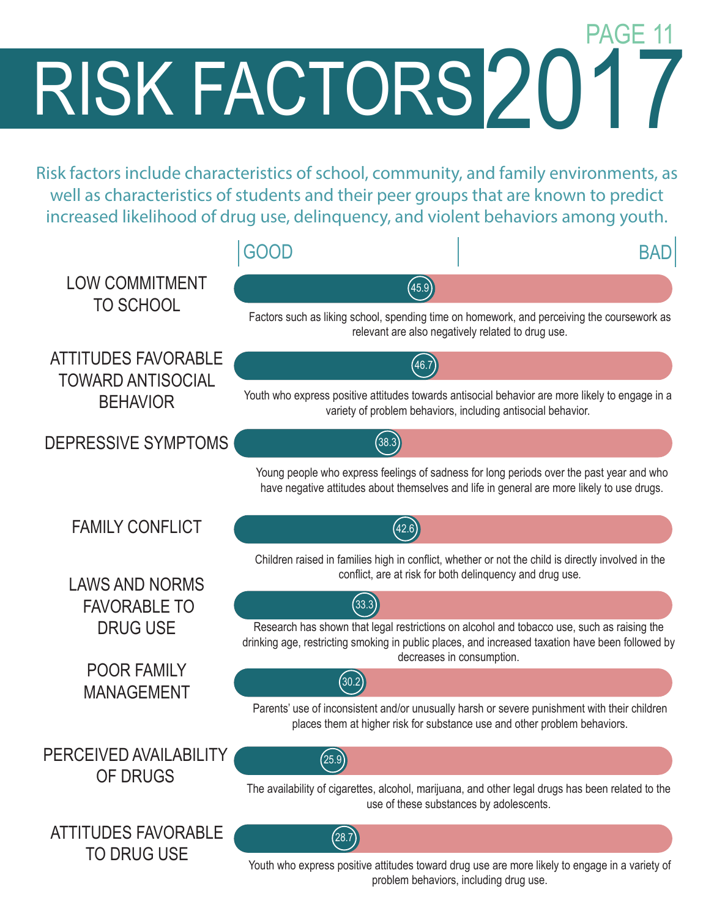# RISK FACTORS 2017

Risk factors include characteristics of school, community, and family environments, as well as characteristics of students and their peer groups that are known to predict increased likelihood of drug use, delinquency, and violent behaviors among youth.

GOOD — BAD

| Risk Factor | Score | Description |
|---|---|---|
| LOW COMMITMENT TO SCHOOL | 45.9 | Factors such as liking school, spending time on homework, and perceiving the coursework as relevant are also negatively related to drug use. |
| ATTITUDES FAVORABLE TOWARD ANTISOCIAL BEHAVIOR | 46.7 | Youth who express positive attitudes towards antisocial behavior are more likely to engage in a variety of problem behaviors, including antisocial behavior. |
| DEPRESSIVE SYMPTOMS | 38.3 | Young people who express feelings of sadness for long periods over the past year and who have negative attitudes about themselves and life in general are more likely to use drugs. |
| FAMILY CONFLICT | 42.6 | Children raised in families high in conflict, whether or not the child is directly involved in the conflict, are at risk for both delinquency and drug use. |
| LAWS AND NORMS FAVORABLE TO DRUG USE | 33.3 | Research has shown that legal restrictions on alcohol and tobacco use, such as raising the drinking age, restricting smoking in public places, and increased taxation have been followed by decreases in consumption. |
| POOR FAMILY MANAGEMENT | 30.2 | Parents' use of inconsistent and/or unusually harsh or severe punishment with their children places them at higher risk for substance use and other problem behaviors. |
| PERCEIVED AVAILABILITY OF DRUGS | 25.9 | The availability of cigarettes, alcohol, marijuana, and other legal drugs has been related to the use of these substances by adolescents. |
| ATTITUDES FAVORABLE TO DRUG USE | 28.7 | Youth who express positive attitudes toward drug use are more likely to engage in a variety of problem behaviors, including drug use. |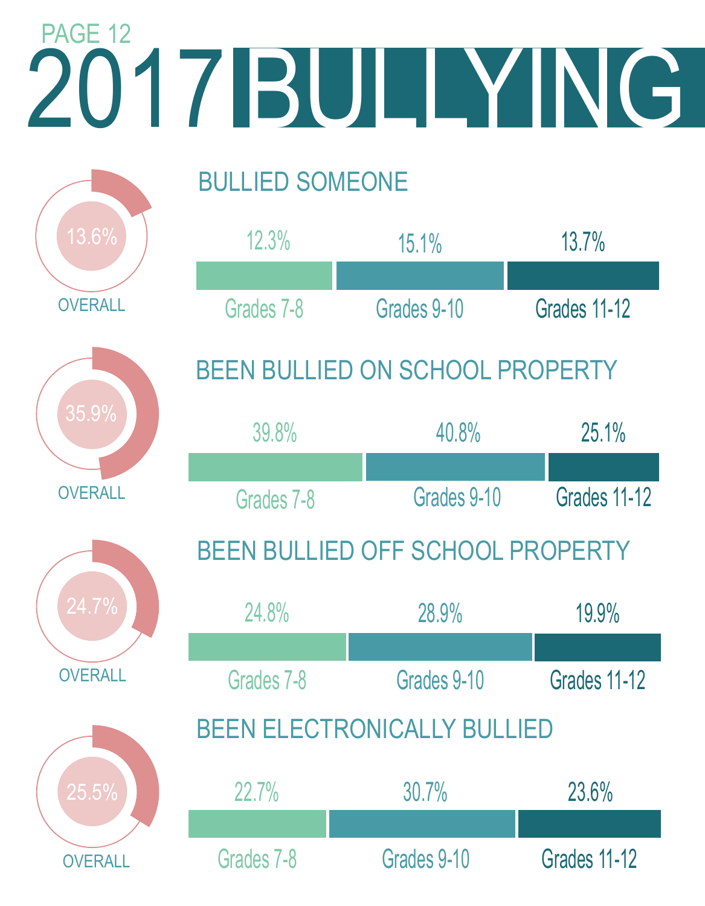# 2017 BULLYING

## BULLIED SOMEONE

Overall: 13.6%

| Grades 7-8 | Grades 9-10 | Grades 11-12 |
|---|---|---|
| 12.3% | 15.1% | 13.7% |

## BEEN BULLIED ON SCHOOL PROPERTY

Overall: 35.9%

| Grades 7-8 | Grades 9-10 | Grades 11-12 |
|---|---|---|
| 39.8% | 40.8% | 25.1% |

## BEEN BULLIED OFF SCHOOL PROPERTY

Overall: 24.7%

| Grades 7-8 | Grades 9-10 | Grades 11-12 |
|---|---|---|
| 24.8% | 28.9% | 19.9% |

## BEEN ELECTRONICALLY BULLIED

Overall: 25.5%

| Grades 7-8 | Grades 9-10 | Grades 11-12 |
|---|---|---|
| 22.7% | 30.7% | 23.6% |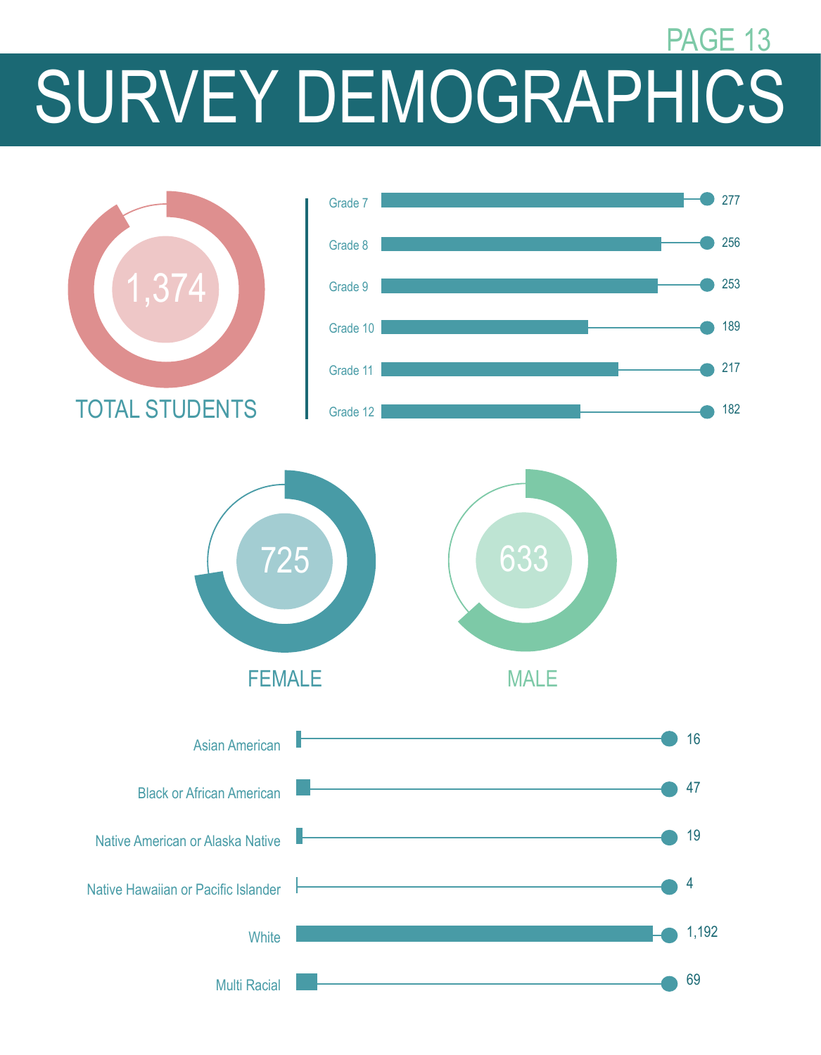# SURVEY DEMOGRAPHICS

**1,374**
TOTAL STUDENTS

| Grade | Students |
|---|---|
| Grade 7 | 277 |
| Grade 8 | 256 |
| Grade 9 | 253 |
| Grade 10 | 189 |
| Grade 11 | 217 |
| Grade 12 | 182 |

**725**
FEMALE

**633**
MALE

| Race/Ethnicity | Students |
|---|---|
| Asian American | 16 |
| Black or African American | 47 |
| Native American or Alaska Native | 19 |
| Native Hawaiian or Pacific Islander | 4 |
| White | 1,192 |
| Multi Racial | 69 |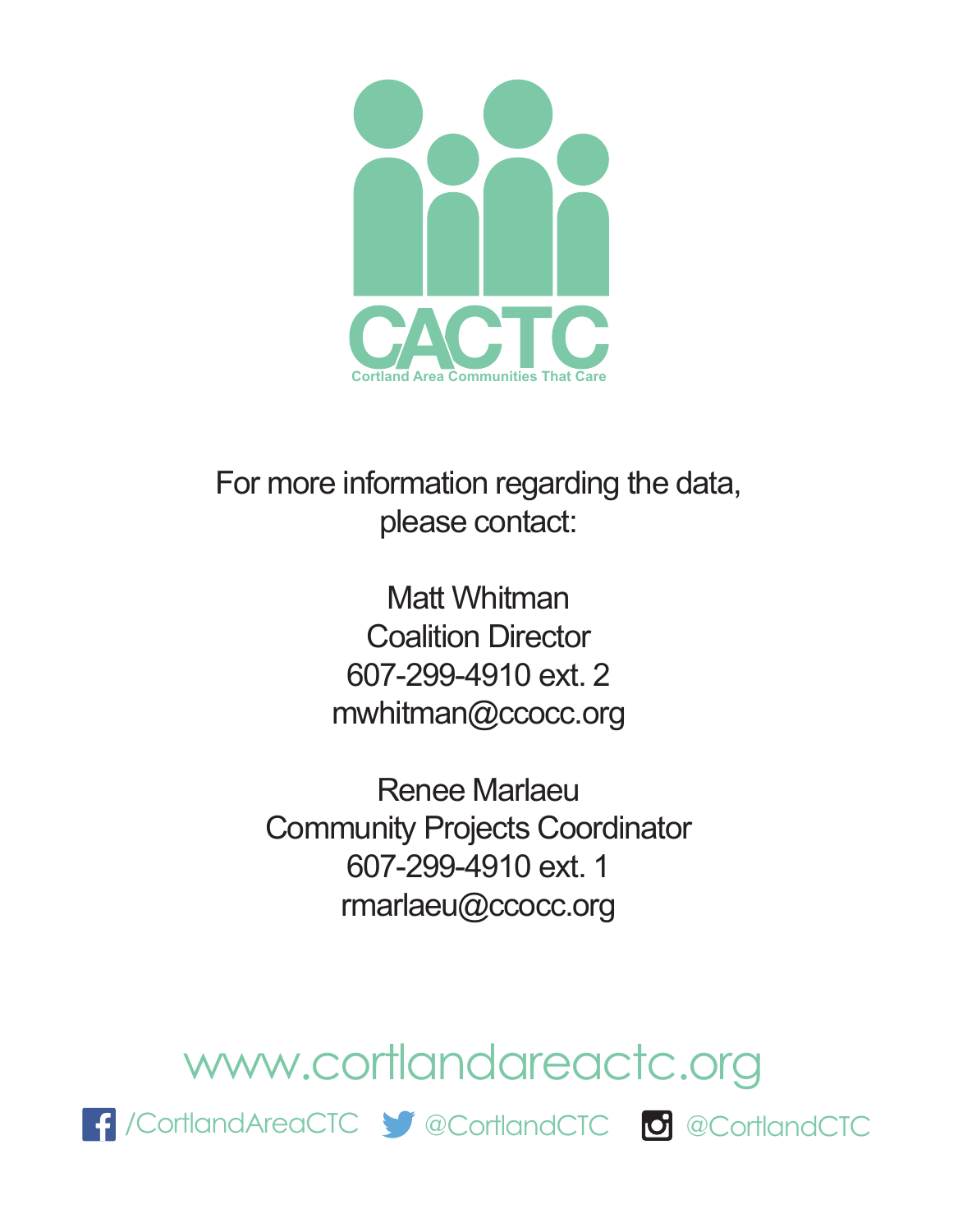CACTC

Cortland Area Communities That Care

For more information regarding the data, please contact:

Matt Whitman
Coalition Director
607-299-4910 ext. 2
mwhitman@ccocc.org

Renee Marlaeu
Community Projects Coordinator
607-299-4910 ext. 1
rmarlaeu@ccocc.org

www.cortlandareactc.org

/CortlandAreaCTC @CortlandCTC @CortlandCTC